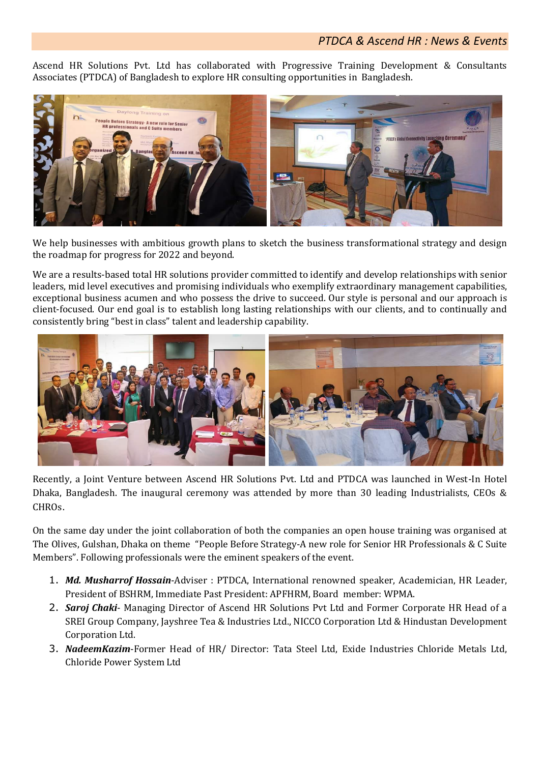Ascend HR Solutions Pvt. Ltd has collaborated with Progressive Training Development & Consultants Associates (PTDCA) of Bangladesh to explore HR consulting opportunities in Bangladesh.

We help businesses with ambitious growth plans to sketch the business transformational strategy and design the roadmap for progress for 2022 and beyond.

We are a results-based total HR solutions provider committed to identify and develop relationships with senior leaders, mid level executives and promising individuals who exemplify extraordinary management capabilities, exceptional business acumen and who possess the drive to succeed. Our style is personal and our approach is client-focused. Our end goal is to establish long lasting relationships with our clients, and to continually and consistently bring "best in class" talent and leadership capability.

Recently, a Joint Venture between Ascend HR Solutions Pvt. Ltd and PTDCA was launched in West-In Hotel Dhaka, Bangladesh. The inaugural ceremony was attended by more than 30 leading Industrialists, CEOs & CHROs.

On the same day under the joint collaboration of both the companies an open house training was organised at The Olives, Gulshan, Dhaka on theme "People Before Strategy-A new role for Senior HR Professionals & C Suite Members". Following professionals were the eminent speakers of the event.

1. ***Md. Musharrof Hossain***-Adviser : PTDCA, International renowned speaker, Academician, HR Leader, President of BSHRM, Immediate Past President: APFHRM, Board member: WPMA.
2. ***Saroj Chaki***- Managing Director of Ascend HR Solutions Pvt Ltd and Former Corporate HR Head of a SREI Group Company, Jayshree Tea & Industries Ltd., NICCO Corporation Ltd & Hindustan Development Corporation Ltd.
3. ***NadeemKazim***-Former Head of HR/ Director: Tata Steel Ltd, Exide Industries Chloride Metals Ltd, Chloride Power System Ltd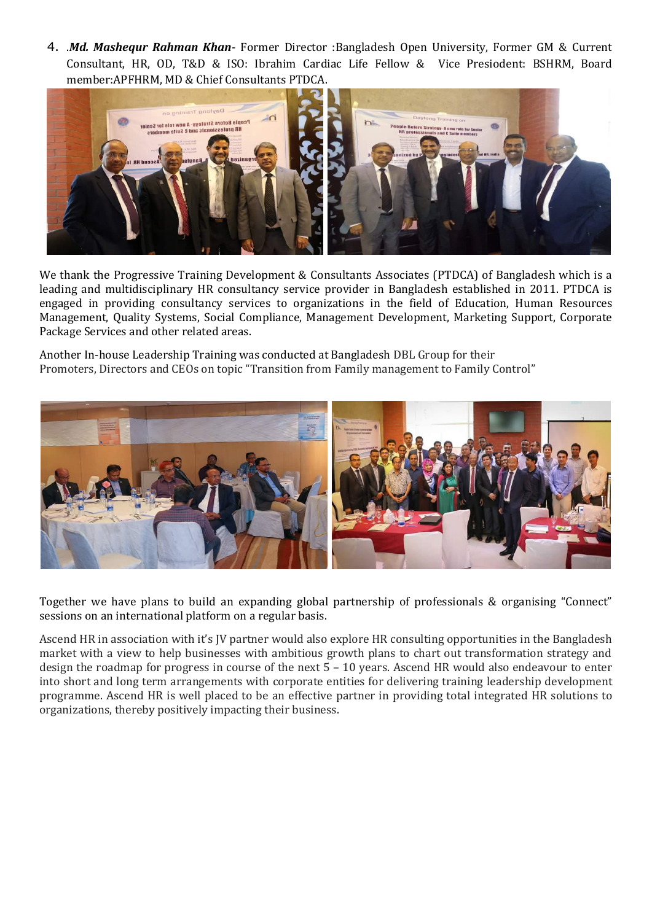4. .***Md. Mashequr Rahman Khan***- Former Director :Bangladesh Open University, Former GM & Current Consultant, HR, OD, T&D & ISO: Ibrahim Cardiac Life Fellow & Vice Presiodent: BSHRM, Board member:APFHRM, MD & Chief Consultants PTDCA.

We thank the Progressive Training Development & Consultants Associates (PTDCA) of Bangladesh which is a leading and multidisciplinary HR consultancy service provider in Bangladesh established in 2011. PTDCA is engaged in providing consultancy services to organizations in the field of Education, Human Resources Management, Quality Systems, Social Compliance, Management Development, Marketing Support, Corporate Package Services and other related areas.

Another In-house Leadership Training was conducted at Bangladesh DBL Group for their Promoters, Directors and CEOs on topic "Transition from Family management to Family Control"

Together we have plans to build an expanding global partnership of professionals & organising "Connect" sessions on an international platform on a regular basis.

Ascend HR in association with it's JV partner would also explore HR consulting opportunities in the Bangladesh market with a view to help businesses with ambitious growth plans to chart out transformation strategy and design the roadmap for progress in course of the next 5 – 10 years. Ascend HR would also endeavour to enter into short and long term arrangements with corporate entities for delivering training leadership development programme. Ascend HR is well placed to be an effective partner in providing total integrated HR solutions to organizations, thereby positively impacting their business.